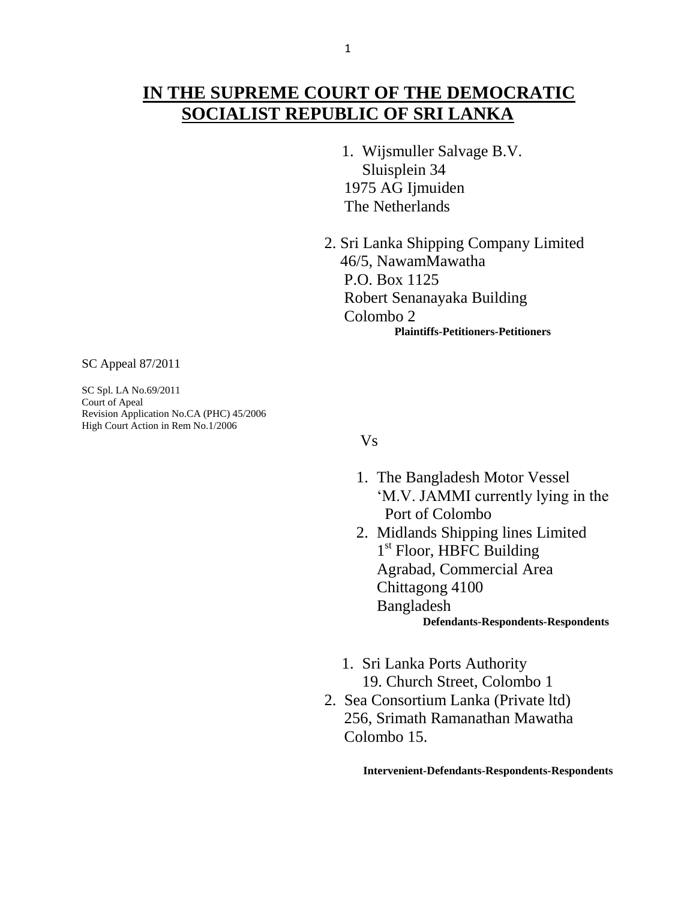# IN THE SUPREME COURT OF THE DEMOCRATIC SOCIALIST REPUBLIC OF SRI LANKA

1. Wijsmuller Salvage B.V.
   Sluisplein 34
   1975 AG Ijmuiden
   The Netherlands

2. Sri Lanka Shipping Company Limited
   46/5, NawamMawatha
   P.O. Box 1125
   Robert Senanayaka Building
   Colombo 2

**Plaintiffs-Petitioners-Petitioners**

SC Appeal 87/2011

SC Spl. LA No.69/2011
Court of Apeal
Revision Application No.CA (PHC) 45/2006
High Court Action in Rem No.1/2006

Vs

1. The Bangladesh Motor Vessel
   'M.V. JAMMI currently lying in the Port of Colombo
2. Midlands Shipping lines Limited
   1st Floor, HBFC Building
   Agrabad, Commercial Area
   Chittagong 4100
   Bangladesh

**Defendants-Respondents-Respondents**

1. Sri Lanka Ports Authority
   19. Church Street, Colombo 1
2. Sea Consortium Lanka (Private ltd)
   256, Srimath Ramanathan Mawatha
   Colombo 15.

**Intervenient-Defendants-Respondents-Respondents**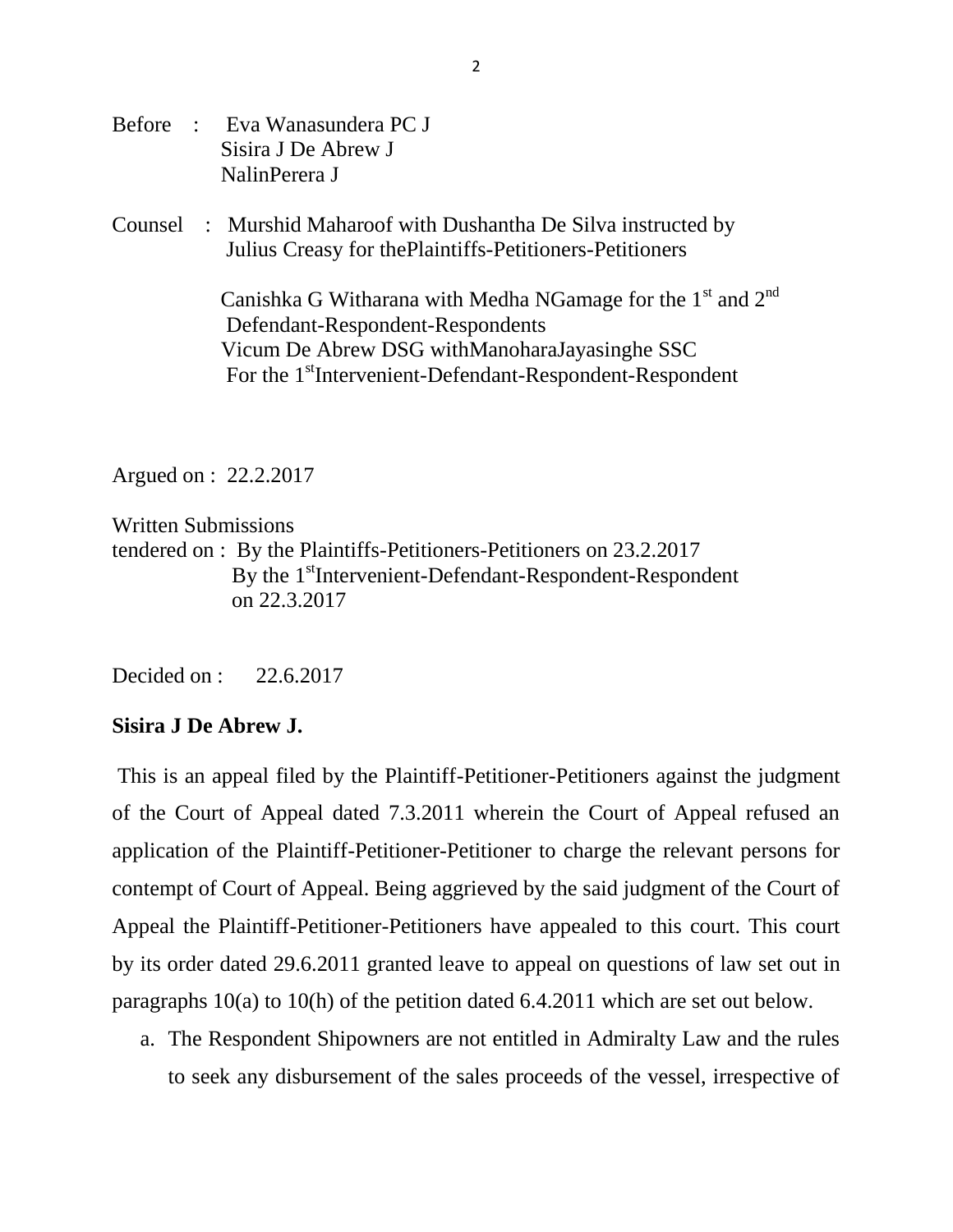Before : Eva Wanasundera PC J
Sisira J De Abrew J
NalinPerera J

Counsel : Murshid Maharoof with Dushantha De Silva instructed by Julius Creasy for thePlaintiffs-Petitioners-Petitioners

Canishka G Witharana with Medha NGamage for the 1st and 2nd Defendant-Respondent-Respondents
Vicum De Abrew DSG withManoharaJayasinghe SSC For the 1stIntervenient-Defendant-Respondent-Respondent

Argued on : 22.2.2017

Written Submissions tendered on : By the Plaintiffs-Petitioners-Petitioners on 23.2.2017
By the 1stIntervenient-Defendant-Respondent-Respondent on 22.3.2017

Decided on : 22.6.2017

**Sisira J De Abrew J.**

This is an appeal filed by the Plaintiff-Petitioner-Petitioners against the judgment of the Court of Appeal dated 7.3.2011 wherein the Court of Appeal refused an application of the Plaintiff-Petitioner-Petitioner to charge the relevant persons for contempt of Court of Appeal. Being aggrieved by the said judgment of the Court of Appeal the Plaintiff-Petitioner-Petitioners have appealed to this court. This court by its order dated 29.6.2011 granted leave to appeal on questions of law set out in paragraphs 10(a) to 10(h) of the petition dated 6.4.2011 which are set out below.

a. The Respondent Shipowners are not entitled in Admiralty Law and the rules to seek any disbursement of the sales proceeds of the vessel, irrespective of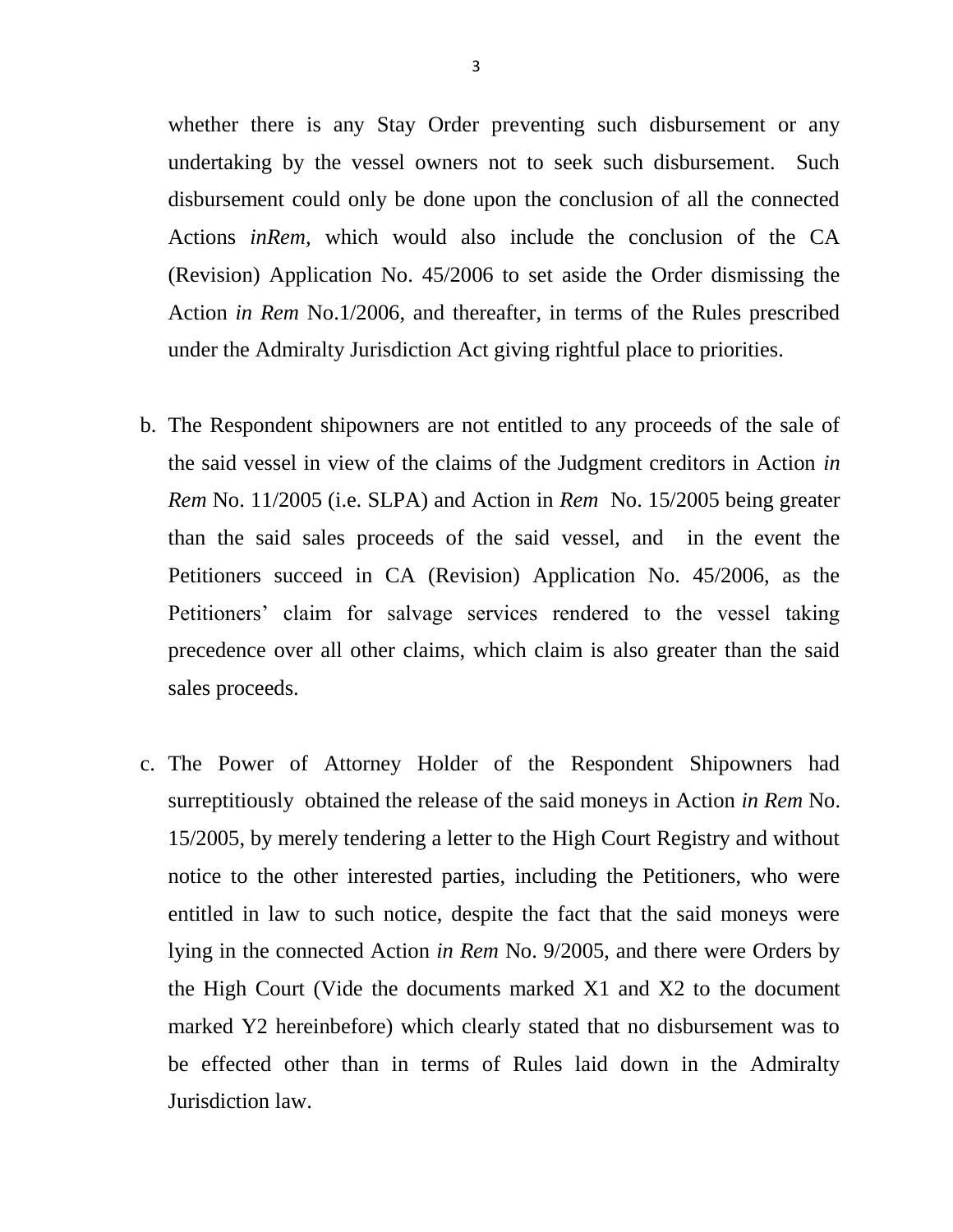whether there is any Stay Order preventing such disbursement or any undertaking by the vessel owners not to seek such disbursement. Such disbursement could only be done upon the conclusion of all the connected Actions *inRem,* which would also include the conclusion of the CA (Revision) Application No. 45/2006 to set aside the Order dismissing the Action *in Rem* No.1/2006, and thereafter, in terms of the Rules prescribed under the Admiralty Jurisdiction Act giving rightful place to priorities.

b. The Respondent shipowners are not entitled to any proceeds of the sale of the said vessel in view of the claims of the Judgment creditors in Action *in Rem* No. 11/2005 (i.e. SLPA) and Action in *Rem* No. 15/2005 being greater than the said sales proceeds of the said vessel, and in the event the Petitioners succeed in CA (Revision) Application No. 45/2006, as the Petitioners' claim for salvage services rendered to the vessel taking precedence over all other claims, which claim is also greater than the said sales proceeds.

c. The Power of Attorney Holder of the Respondent Shipowners had surreptitiously obtained the release of the said moneys in Action *in Rem* No. 15/2005, by merely tendering a letter to the High Court Registry and without notice to the other interested parties, including the Petitioners, who were entitled in law to such notice, despite the fact that the said moneys were lying in the connected Action *in Rem* No. 9/2005, and there were Orders by the High Court (Vide the documents marked X1 and X2 to the document marked Y2 hereinbefore) which clearly stated that no disbursement was to be effected other than in terms of Rules laid down in the Admiralty Jurisdiction law.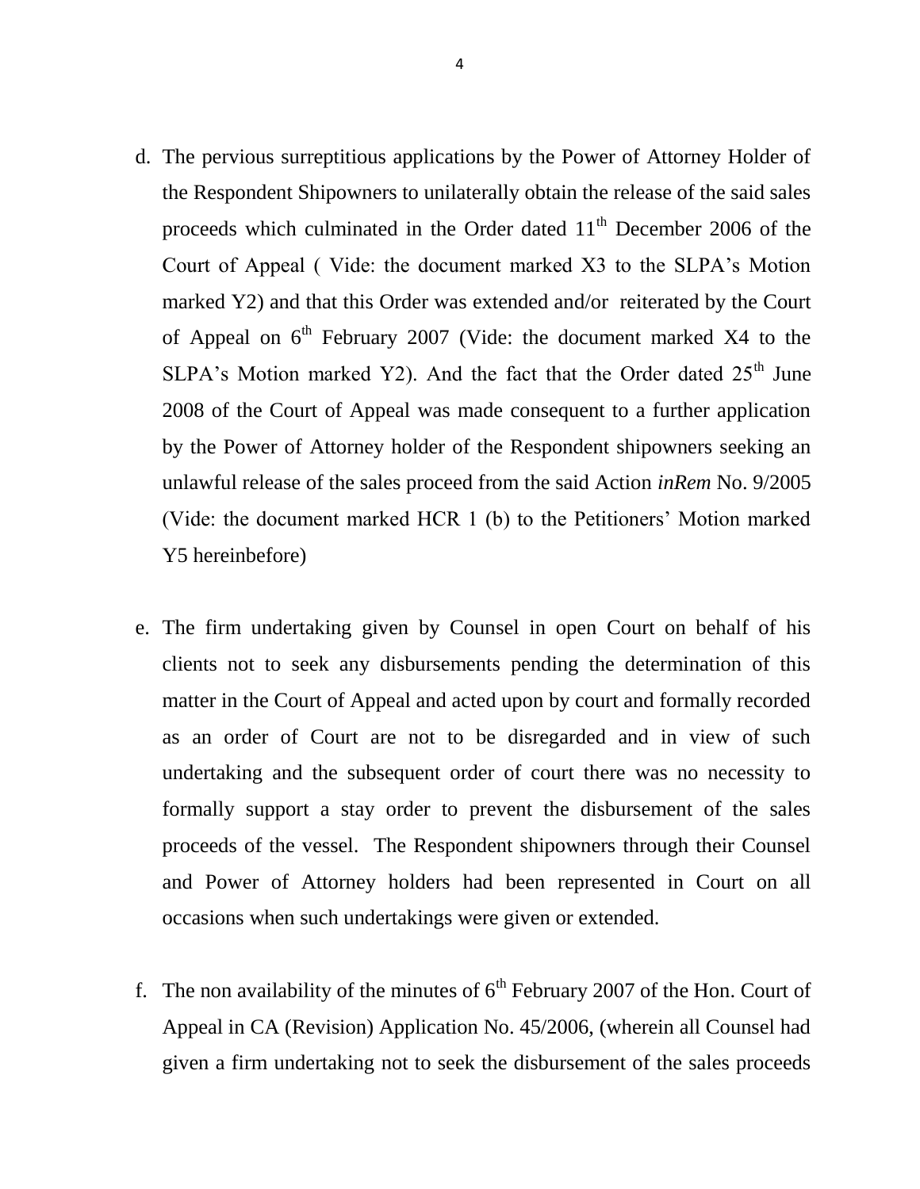d. The pervious surreptitious applications by the Power of Attorney Holder of the Respondent Shipowners to unilaterally obtain the release of the said sales proceeds which culminated in the Order dated 11th December 2006 of the Court of Appeal ( Vide: the document marked X3 to the SLPA's Motion marked Y2) and that this Order was extended and/or reiterated by the Court of Appeal on 6th February 2007 (Vide: the document marked X4 to the SLPA's Motion marked Y2). And the fact that the Order dated 25th June 2008 of the Court of Appeal was made consequent to a further application by the Power of Attorney holder of the Respondent shipowners seeking an unlawful release of the sales proceed from the said Action *inRem* No. 9/2005 (Vide: the document marked HCR 1 (b) to the Petitioners' Motion marked Y5 hereinbefore)

e. The firm undertaking given by Counsel in open Court on behalf of his clients not to seek any disbursements pending the determination of this matter in the Court of Appeal and acted upon by court and formally recorded as an order of Court are not to be disregarded and in view of such undertaking and the subsequent order of court there was no necessity to formally support a stay order to prevent the disbursement of the sales proceeds of the vessel. The Respondent shipowners through their Counsel and Power of Attorney holders had been represented in Court on all occasions when such undertakings were given or extended.

f. The non availability of the minutes of 6th February 2007 of the Hon. Court of Appeal in CA (Revision) Application No. 45/2006, (wherein all Counsel had given a firm undertaking not to seek the disbursement of the sales proceeds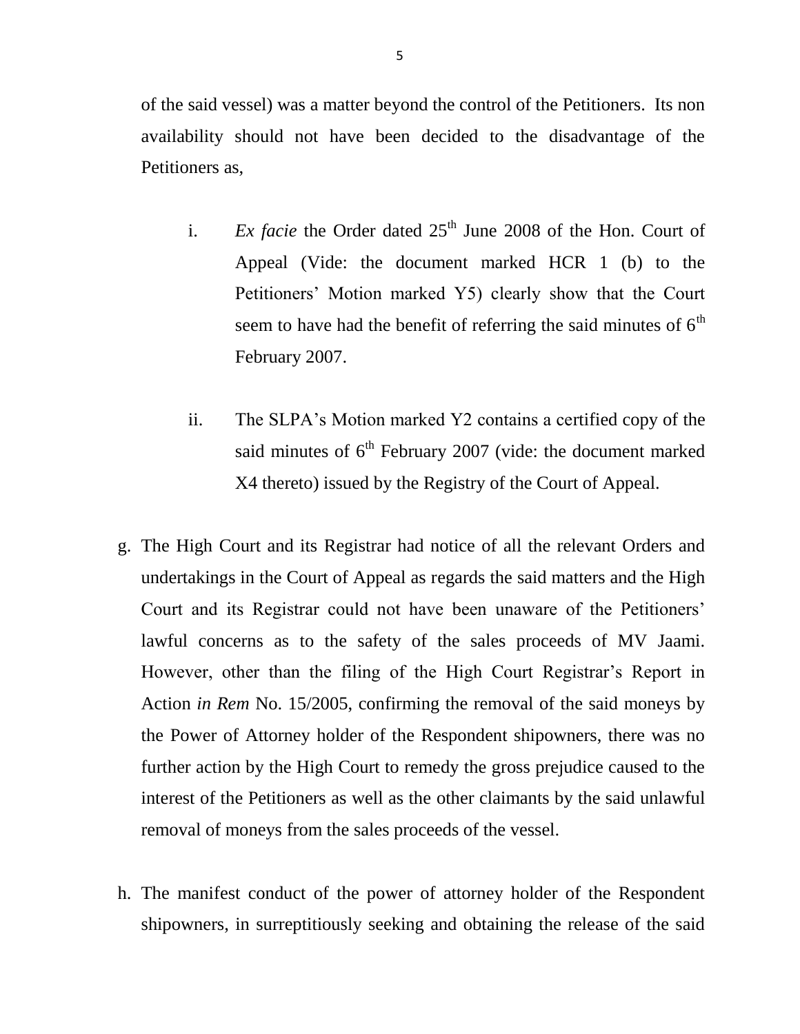of the said vessel) was a matter beyond the control of the Petitioners. Its non availability should not have been decided to the disadvantage of the Petitioners as,

i. *Ex facie* the Order dated 25th June 2008 of the Hon. Court of Appeal (Vide: the document marked HCR 1 (b) to the Petitioners' Motion marked Y5) clearly show that the Court seem to have had the benefit of referring the said minutes of 6th February 2007.

ii. The SLPA's Motion marked Y2 contains a certified copy of the said minutes of 6th February 2007 (vide: the document marked X4 thereto) issued by the Registry of the Court of Appeal.

g. The High Court and its Registrar had notice of all the relevant Orders and undertakings in the Court of Appeal as regards the said matters and the High Court and its Registrar could not have been unaware of the Petitioners' lawful concerns as to the safety of the sales proceeds of MV Jaami. However, other than the filing of the High Court Registrar's Report in Action *in Rem* No. 15/2005, confirming the removal of the said moneys by the Power of Attorney holder of the Respondent shipowners, there was no further action by the High Court to remedy the gross prejudice caused to the interest of the Petitioners as well as the other claimants by the said unlawful removal of moneys from the sales proceeds of the vessel.

h. The manifest conduct of the power of attorney holder of the Respondent shipowners, in surreptitiously seeking and obtaining the release of the said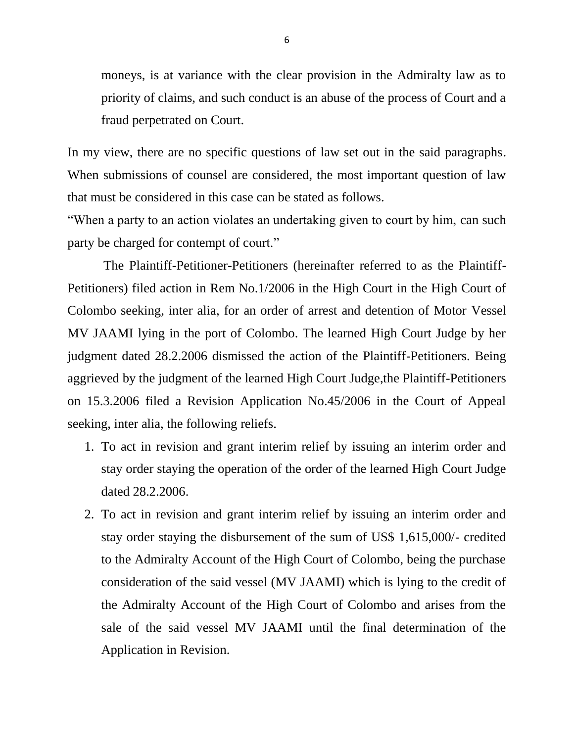moneys, is at variance with the clear provision in the Admiralty law as to priority of claims, and such conduct is an abuse of the process of Court and a fraud perpetrated on Court.

In my view, there are no specific questions of law set out in the said paragraphs. When submissions of counsel are considered, the most important question of law that must be considered in this case can be stated as follows.

"When a party to an action violates an undertaking given to court by him, can such party be charged for contempt of court."

The Plaintiff-Petitioner-Petitioners (hereinafter referred to as the Plaintiff-Petitioners) filed action in Rem No.1/2006 in the High Court in the High Court of Colombo seeking, inter alia, for an order of arrest and detention of Motor Vessel MV JAAMI lying in the port of Colombo. The learned High Court Judge by her judgment dated 28.2.2006 dismissed the action of the Plaintiff-Petitioners. Being aggrieved by the judgment of the learned High Court Judge,the Plaintiff-Petitioners on 15.3.2006 filed a Revision Application No.45/2006 in the Court of Appeal seeking, inter alia, the following reliefs.

1. To act in revision and grant interim relief by issuing an interim order and stay order staying the operation of the order of the learned High Court Judge dated 28.2.2006.
2. To act in revision and grant interim relief by issuing an interim order and stay order staying the disbursement of the sum of US$ 1,615,000/- credited to the Admiralty Account of the High Court of Colombo, being the purchase consideration of the said vessel (MV JAAMI) which is lying to the credit of the Admiralty Account of the High Court of Colombo and arises from the sale of the said vessel MV JAAMI until the final determination of the Application in Revision.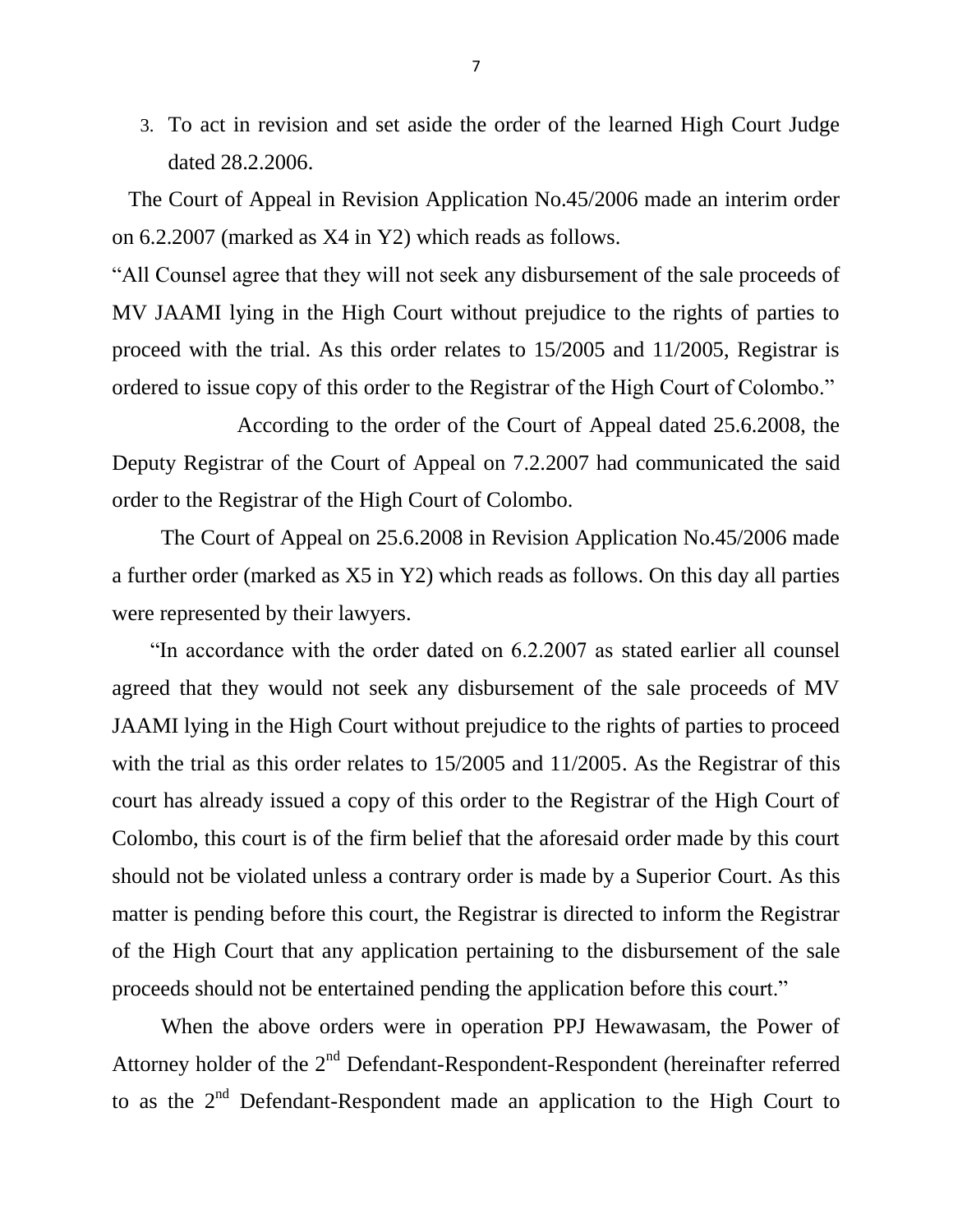3. To act in revision and set aside the order of the learned High Court Judge dated 28.2.2006.

The Court of Appeal in Revision Application No.45/2006 made an interim order on 6.2.2007 (marked as X4 in Y2) which reads as follows.

"All Counsel agree that they will not seek any disbursement of the sale proceeds of MV JAAMI lying in the High Court without prejudice to the rights of parties to proceed with the trial. As this order relates to 15/2005 and 11/2005, Registrar is ordered to issue copy of this order to the Registrar of the High Court of Colombo."

According to the order of the Court of Appeal dated 25.6.2008, the Deputy Registrar of the Court of Appeal on 7.2.2007 had communicated the said order to the Registrar of the High Court of Colombo.

The Court of Appeal on 25.6.2008 in Revision Application No.45/2006 made a further order (marked as X5 in Y2) which reads as follows. On this day all parties were represented by their lawyers.

"In accordance with the order dated on 6.2.2007 as stated earlier all counsel agreed that they would not seek any disbursement of the sale proceeds of MV JAAMI lying in the High Court without prejudice to the rights of parties to proceed with the trial as this order relates to 15/2005 and 11/2005. As the Registrar of this court has already issued a copy of this order to the Registrar of the High Court of Colombo, this court is of the firm belief that the aforesaid order made by this court should not be violated unless a contrary order is made by a Superior Court. As this matter is pending before this court, the Registrar is directed to inform the Registrar of the High Court that any application pertaining to the disbursement of the sale proceeds should not be entertained pending the application before this court."

When the above orders were in operation PPJ Hewawasam, the Power of Attorney holder of the 2nd Defendant-Respondent-Respondent (hereinafter referred to as the 2nd Defendant-Respondent made an application to the High Court to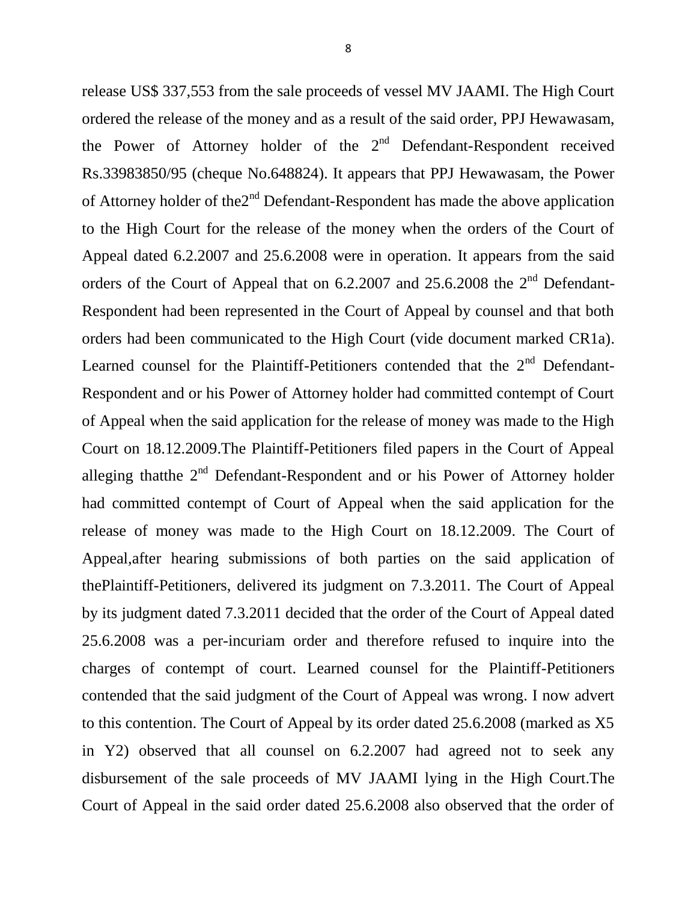release US$ 337,553 from the sale proceeds of vessel MV JAAMI. The High Court ordered the release of the money and as a result of the said order, PPJ Hewawasam, the Power of Attorney holder of the 2nd Defendant-Respondent received Rs.33983850/95 (cheque No.648824). It appears that PPJ Hewawasam, the Power of Attorney holder of the2nd Defendant-Respondent has made the above application to the High Court for the release of the money when the orders of the Court of Appeal dated 6.2.2007 and 25.6.2008 were in operation. It appears from the said orders of the Court of Appeal that on 6.2.2007 and 25.6.2008 the 2nd Defendant-Respondent had been represented in the Court of Appeal by counsel and that both orders had been communicated to the High Court (vide document marked CR1a). Learned counsel for the Plaintiff-Petitioners contended that the 2nd Defendant-Respondent and or his Power of Attorney holder had committed contempt of Court of Appeal when the said application for the release of money was made to the High Court on 18.12.2009.The Plaintiff-Petitioners filed papers in the Court of Appeal alleging thatthe 2nd Defendant-Respondent and or his Power of Attorney holder had committed contempt of Court of Appeal when the said application for the release of money was made to the High Court on 18.12.2009. The Court of Appeal,after hearing submissions of both parties on the said application of thePlaintiff-Petitioners, delivered its judgment on 7.3.2011. The Court of Appeal by its judgment dated 7.3.2011 decided that the order of the Court of Appeal dated 25.6.2008 was a per-incuriam order and therefore refused to inquire into the charges of contempt of court. Learned counsel for the Plaintiff-Petitioners contended that the said judgment of the Court of Appeal was wrong. I now advert to this contention. The Court of Appeal by its order dated 25.6.2008 (marked as X5 in Y2) observed that all counsel on 6.2.2007 had agreed not to seek any disbursement of the sale proceeds of MV JAAMI lying in the High Court.The Court of Appeal in the said order dated 25.6.2008 also observed that the order of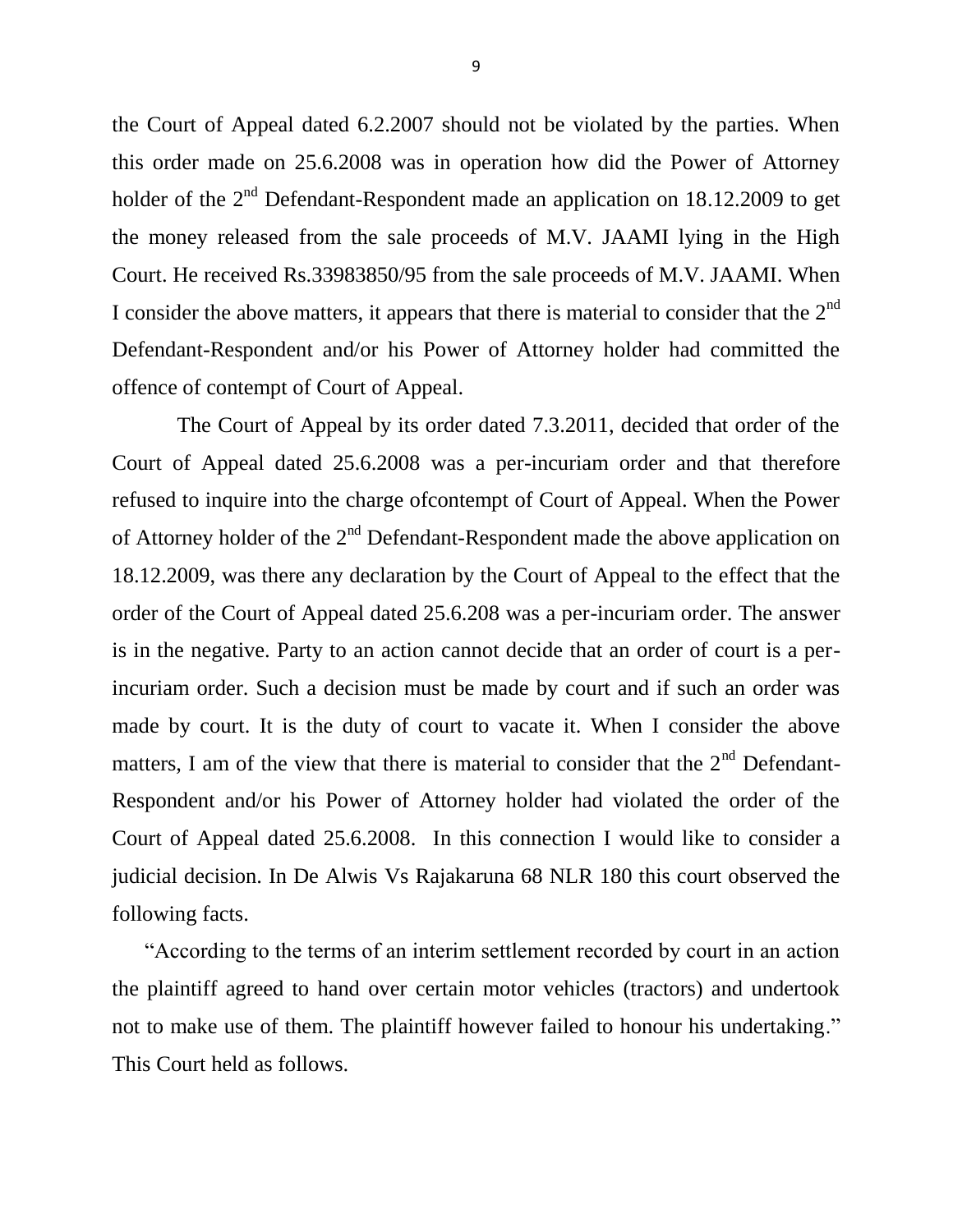the Court of Appeal dated 6.2.2007 should not be violated by the parties. When this order made on 25.6.2008 was in operation how did the Power of Attorney holder of the 2nd Defendant-Respondent made an application on 18.12.2009 to get the money released from the sale proceeds of M.V. JAAMI lying in the High Court. He received Rs.33983850/95 from the sale proceeds of M.V. JAAMI. When I consider the above matters, it appears that there is material to consider that the 2nd Defendant-Respondent and/or his Power of Attorney holder had committed the offence of contempt of Court of Appeal.

The Court of Appeal by its order dated 7.3.2011, decided that order of the Court of Appeal dated 25.6.2008 was a per-incuriam order and that therefore refused to inquire into the charge ofcontempt of Court of Appeal. When the Power of Attorney holder of the 2nd Defendant-Respondent made the above application on 18.12.2009, was there any declaration by the Court of Appeal to the effect that the order of the Court of Appeal dated 25.6.208 was a per-incuriam order. The answer is in the negative. Party to an action cannot decide that an order of court is a per-incuriam order. Such a decision must be made by court and if such an order was made by court. It is the duty of court to vacate it. When I consider the above matters, I am of the view that there is material to consider that the 2nd Defendant-Respondent and/or his Power of Attorney holder had violated the order of the Court of Appeal dated 25.6.2008. In this connection I would like to consider a judicial decision. In De Alwis Vs Rajakaruna 68 NLR 180 this court observed the following facts.

"According to the terms of an interim settlement recorded by court in an action the plaintiff agreed to hand over certain motor vehicles (tractors) and undertook not to make use of them. The plaintiff however failed to honour his undertaking." This Court held as follows.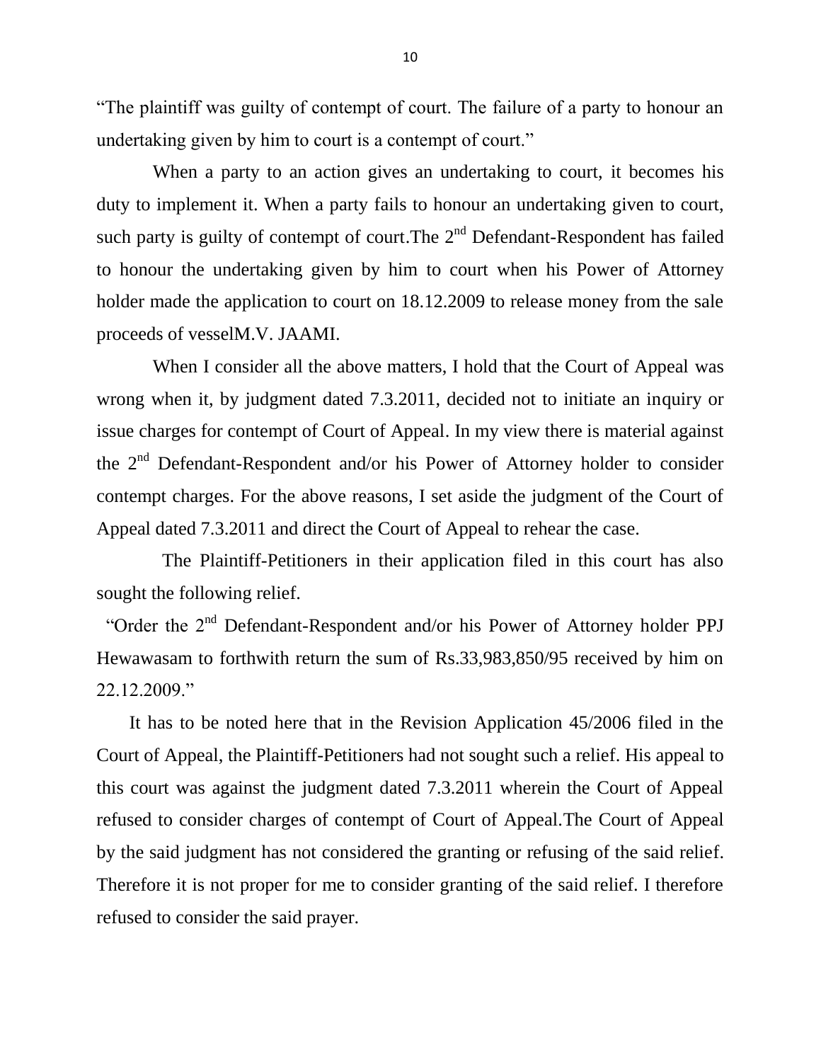"The plaintiff was guilty of contempt of court. The failure of a party to honour an undertaking given by him to court is a contempt of court."

When a party to an action gives an undertaking to court, it becomes his duty to implement it. When a party fails to honour an undertaking given to court, such party is guilty of contempt of court.The 2nd Defendant-Respondent has failed to honour the undertaking given by him to court when his Power of Attorney holder made the application to court on 18.12.2009 to release money from the sale proceeds of vesselM.V. JAAMI.

When I consider all the above matters, I hold that the Court of Appeal was wrong when it, by judgment dated 7.3.2011, decided not to initiate an inquiry or issue charges for contempt of Court of Appeal. In my view there is material against the 2nd Defendant-Respondent and/or his Power of Attorney holder to consider contempt charges. For the above reasons, I set aside the judgment of the Court of Appeal dated 7.3.2011 and direct the Court of Appeal to rehear the case.

The Plaintiff-Petitioners in their application filed in this court has also sought the following relief.

"Order the 2nd Defendant-Respondent and/or his Power of Attorney holder PPJ Hewawasam to forthwith return the sum of Rs.33,983,850/95 received by him on 22.12.2009."

It has to be noted here that in the Revision Application 45/2006 filed in the Court of Appeal, the Plaintiff-Petitioners had not sought such a relief. His appeal to this court was against the judgment dated 7.3.2011 wherein the Court of Appeal refused to consider charges of contempt of Court of Appeal.The Court of Appeal by the said judgment has not considered the granting or refusing of the said relief. Therefore it is not proper for me to consider granting of the said relief. I therefore refused to consider the said prayer.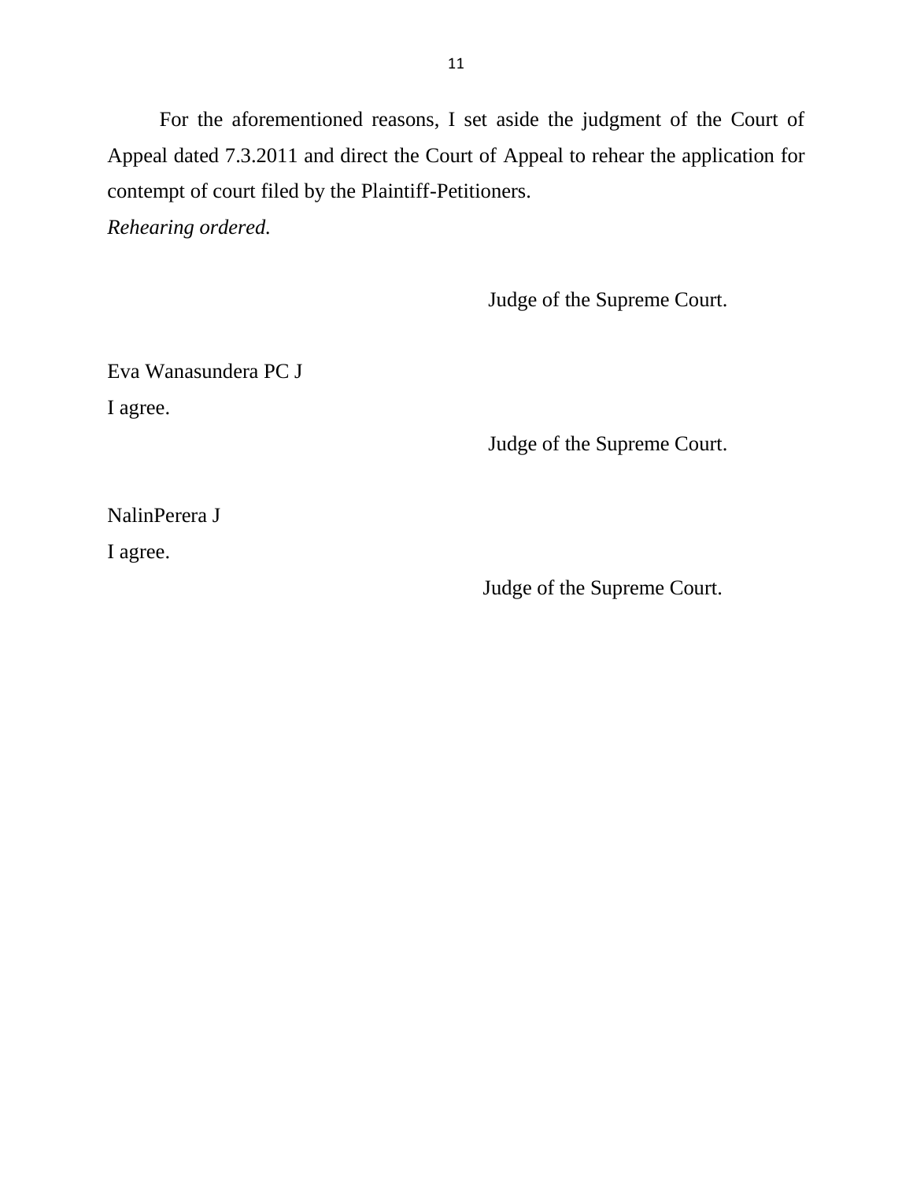For the aforementioned reasons, I set aside the judgment of the Court of Appeal dated 7.3.2011 and direct the Court of Appeal to rehear the application for contempt of court filed by the Plaintiff-Petitioners.

*Rehearing ordered.*

Judge of the Supreme Court.

Eva Wanasundera PC J

I agree.

Judge of the Supreme Court.

NalinPerera J

I agree.

Judge of the Supreme Court.